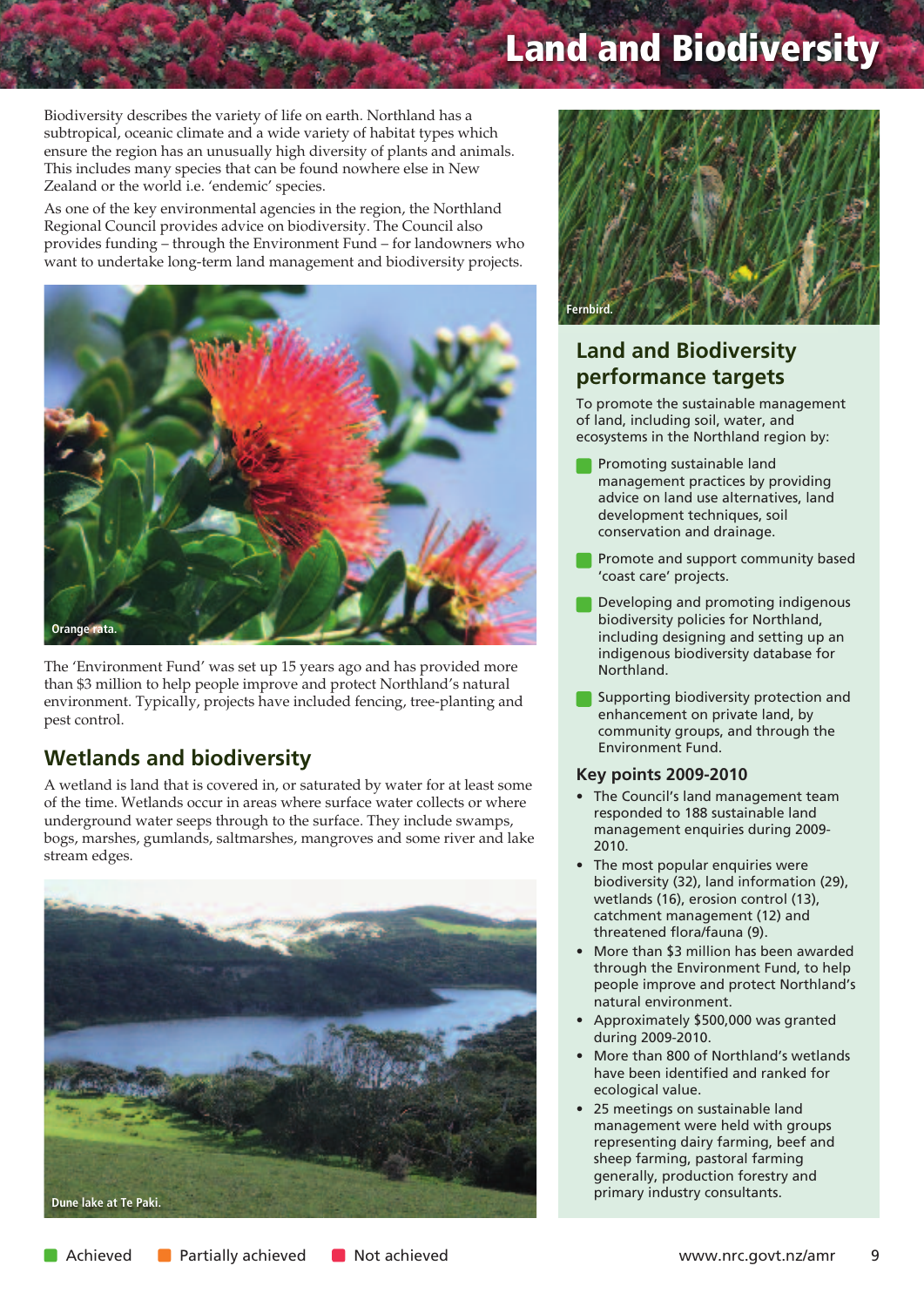# Land and Biodiversity

Biodiversity describes the variety of life on earth. Northland has a subtropical, oceanic climate and a wide variety of habitat types which ensure the region has an unusually high diversity of plants and animals. This includes many species that can be found nowhere else in New Zealand or the world i.e. 'endemic' species.

As one of the key environmental agencies in the region, the Northland Regional Council provides advice on biodiversity. The Council also provides funding – through the Environment Fund – for landowners who want to undertake long-term land management and biodiversity projects.

Orange rata.

The 'Environment Fund' was set up 15 years ago and has provided more than $3 million to help people improve and protect Northland's natural environment. Typically, projects have included fencing, tree-planting and pest control.

## Wetlands and biodiversity

A wetland is land that is covered in, or saturated by water for at least some of the time. Wetlands occur in areas where surface water collects or where underground water seeps through to the surface. They include swamps, bogs, marshes, gumlands, saltmarshes, mangroves and some river and lake stream edges.

Dune lake at Te Paki.

Fernbird.

## Land and Biodiversity performance targets

To promote the sustainable management of land, including soil, water, and ecosystems in the Northland region by:

- Promoting sustainable land management practices by providing advice on land use alternatives, land development techniques, soil conservation and drainage. (Achieved)
- Promote and support community based 'coast care' projects. (Achieved)
- Developing and promoting indigenous biodiversity policies for Northland, including designing and setting up an indigenous biodiversity database for Northland. (Achieved)
- Supporting biodiversity protection and enhancement on private land, by community groups, and through the Environment Fund. (Achieved)

### Key points 2009-2010

- The Council's land management team responded to 188 sustainable land management enquiries during 2009-2010.
- The most popular enquiries were biodiversity (32), land information (29), wetlands (16), erosion control (13), catchment management (12) and threatened flora/fauna (9).
- More than $3 million has been awarded through the Environment Fund, to help people improve and protect Northland's natural environment.
- Approximately $500,000 was granted during 2009-2010.
- More than 800 of Northland's wetlands have been identified and ranked for ecological value.
- 25 meetings on sustainable land management were held with groups representing dairy farming, beef and sheep farming, pastoral farming generally, production forestry and primary industry consultants.

Achieved | Partially achieved | Not achieved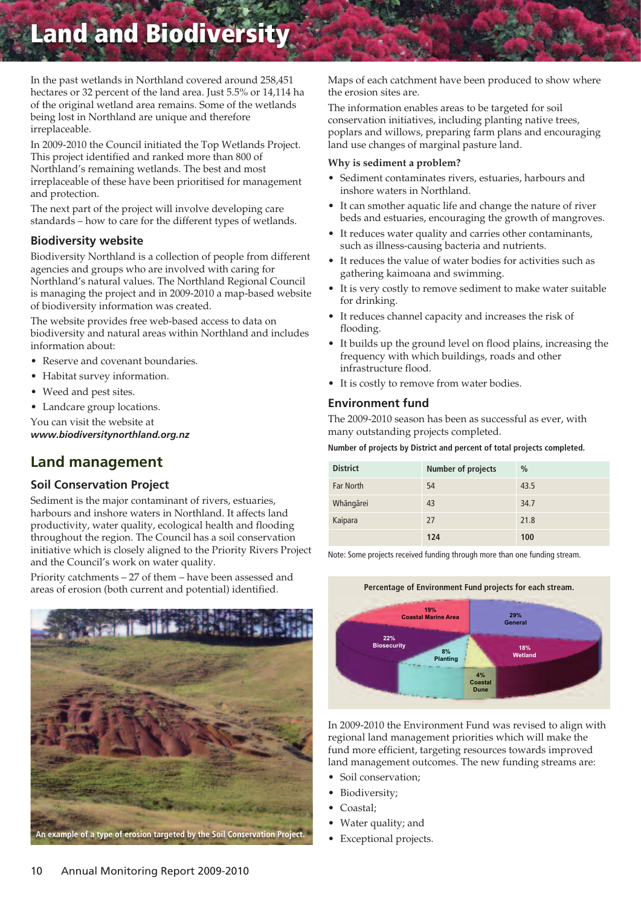# Land and Biodiversity

In the past wetlands in Northland covered around 258,451 hectares or 32 percent of the land area. Just 5.5% or 14,114 ha of the original wetland area remains. Some of the wetlands being lost in Northland are unique and therefore irreplaceable.

In 2009-2010 the Council initiated the Top Wetlands Project. This project identified and ranked more than 800 of Northland's remaining wetlands. The best and most irreplaceable of these have been prioritised for management and protection.

The next part of the project will involve developing care standards – how to care for the different types of wetlands.

### Biodiversity website

Biodiversity Northland is a collection of people from different agencies and groups who are involved with caring for Northland's natural values. The Northland Regional Council is managing the project and in 2009-2010 a map-based website of biodiversity information was created.

The website provides free web-based access to data on biodiversity and natural areas within Northland and includes information about:

- Reserve and covenant boundaries.
- Habitat survey information.
- Weed and pest sites.
- Landcare group locations.

You can visit the website at ***www.biodiversitynorthland.org.nz***

## Land management

### Soil Conservation Project

Sediment is the major contaminant of rivers, estuaries, harbours and inshore waters in Northland. It affects land productivity, water quality, ecological health and flooding throughout the region. The Council has a soil conservation initiative which is closely aligned to the Priority Rivers Project and the Council's work on water quality.

Priority catchments – 27 of them – have been assessed and areas of erosion (both current and potential) identified.

An example of a type of erosion targeted by the Soil Conservation Project.

Maps of each catchment have been produced to show where the erosion sites are.

The information enables areas to be targeted for soil conservation initiatives, including planting native trees, poplars and willows, preparing farm plans and encouraging land use changes of marginal pasture land.

**Why is sediment a problem?**

- Sediment contaminates rivers, estuaries, harbours and inshore waters in Northland.
- It can smother aquatic life and change the nature of river beds and estuaries, encouraging the growth of mangroves.
- It reduces water quality and carries other contaminants, such as illness-causing bacteria and nutrients.
- It reduces the value of water bodies for activities such as gathering kaimoana and swimming.
- It is very costly to remove sediment to make water suitable for drinking.
- It reduces channel capacity and increases the risk of flooding.
- It builds up the ground level on flood plains, increasing the frequency with which buildings, roads and other infrastructure flood.
- It is costly to remove from water bodies.

### Environment fund

The 2009-2010 season has been as successful as ever, with many outstanding projects completed.

**Number of projects by District and percent of total projects completed.**

| District | Number of projects | % |
|---|---|---|
| Far North | 54 | 43.5 |
| Whāngārei | 43 | 34.7 |
| Kaipara | 27 | 21.8 |
| | **124** | **100** |

Note: Some projects received funding through more than one funding stream.

**Percentage of Environment Fund projects for each stream.**

| Stream | % |
|---|---|
| Coastal Marine Area | 19% |
| General | 29% |
| Wetland | 18% |
| Coastal Dune | 4% |
| Planting | 8% |
| Biosecurity | 22% |

In 2009-2010 the Environment Fund was revised to align with regional land management priorities which will make the fund more efficient, targeting resources towards improved land management outcomes. The new funding streams are:

- Soil conservation;
- Biodiversity;
- Coastal;
- Water quality; and
- Exceptional projects.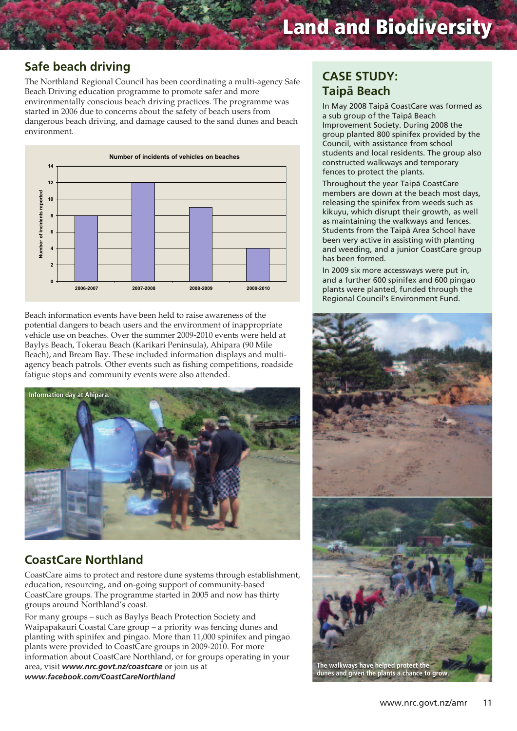# Land and Biodiversity

## Safe beach driving

The Northland Regional Council has been coordinating a multi-agency Safe Beach Driving education programme to promote safer and more environmentally conscious beach driving practices. The programme was started in 2006 due to concerns about the safety of beach users from dangerous beach driving, and damage caused to the sand dunes and beach environment.

Number of incidents of vehicles on beaches

Number of incidents reported

0
2
4
6
8
10
12
14

2006-2007
2007-2008
2008-2009
2009-2010

Beach information events have been held to raise awareness of the potential dangers to beach users and the environment of inappropriate vehicle use on beaches. Over the summer 2009-2010 events were held at Baylys Beach, Tokerau Beach (Karikari Peninsula), Ahipara (90 Mile Beach), and Bream Bay. These included information displays and multi-agency beach patrols. Other events such as fishing competitions, roadside fatigue stops and community events were also attended.

Information day at Ahipara.

## CoastCare Northland

CoastCare aims to protect and restore dune systems through establishment, education, resourcing, and on-going support of community-based CoastCare groups. The programme started in 2005 and now has thirty groups around Northland's coast.

For many groups – such as Baylys Beach Protection Society and Waipapakauri Coastal Care group – a priority was fencing dunes and planting with spinifex and pingao. More than 11,000 spinifex and pingao plants were provided to CoastCare groups in 2009-2010. For more information about CoastCare Northland, or for groups operating in your area, visit ***www.nrc.govt.nz/coastcare*** or join us at ***www.facebook.com/CoastCareNorthland***

## CASE STUDY: Taipā Beach

In May 2008 Taipā CoastCare was formed as a sub group of the Taipā Beach Improvement Society. During 2008 the group planted 800 spinifex provided by the Council, with assistance from school students and local residents. The group also constructed walkways and temporary fences to protect the plants.

Throughout the year Taipā CoastCare members are down at the beach most days, releasing the spinifex from weeds such as kikuyu, which disrupt their growth, as well as maintaining the walkways and fences. Students from the Taipā Area School have been very active in assisting with planting and weeding, and a junior CoastCare group has been formed.

In 2009 six more accessways were put in, and a further 600 spinifex and 600 pingao plants were planted, funded through the Regional Council's Environment Fund.

The walkways have helped protect the dunes and given the plants a chance to grow.